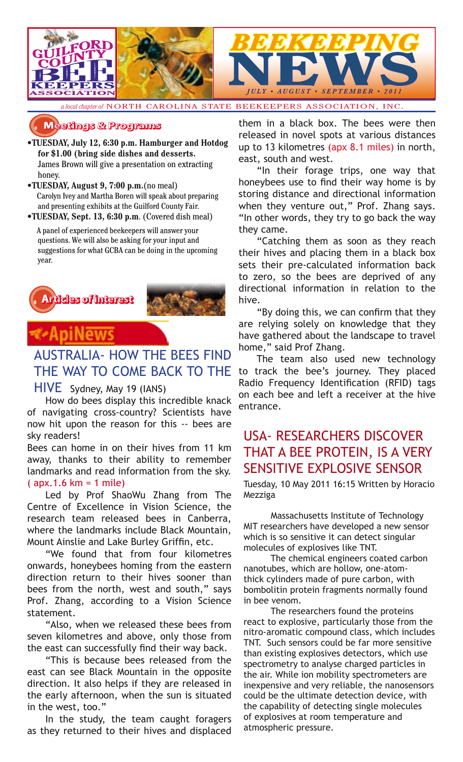# GUILFORD COUNTY BEE KEEPERS ASSOCIATION

# BEEKEEPING NEWS

*JULY • AUGUST • SEPTEMBER • 2011*

*a local chapter of* NORTH CAROLINA STATE BEEKEEPERS ASSOCIATION, INC.

## Meetings & Programs

- **TUESDAY, July 12, 6:30 p.m. Hamburger and Hotdog for $1.00 (bring side dishes and desserts.** James Brown will give a presentation on extracting honey.
- **TUESDAY, August 9, 7:00 p.m.**(no meal) Carolyn Ivey and Martha Boren will speak about preparing and presenting exhibits at the Guilford County Fair.
- **TUESDAY, Sept. 13, 6:30 p.m**. (Covered dish meal) A panel of experienced beekeepers will answer your questions. We will also be asking for your input and suggestions for what GCBA can be doing in the upcoming year.

## Articles of Interest

ApiNews

### AUSTRALIA- HOW THE BEES FIND THE WAY TO COME BACK TO THE HIVE

Sydney, May 19 (IANS)

How do bees display this incredible knack of navigating cross-country? Scientists have now hit upon the reason for this -- bees are sky readers!

Bees can home in on their hives from 11 km away, thanks to their ability to remember landmarks and read information from the sky. ( apx.1.6 km = 1 mile)

Led by Prof ShaoWu Zhang from The Centre of Excellence in Vision Science, the research team released bees in Canberra, where the landmarks include Black Mountain, Mount Ainslie and Lake Burley Griffin, etc.

"We found that from four kilometres onwards, honeybees homing from the eastern direction return to their hives sooner than bees from the north, west and south," says Prof. Zhang, according to a Vision Science statement.

"Also, when we released these bees from seven kilometres and above, only those from the east can successfully find their way back.

"This is because bees released from the east can see Black Mountain in the opposite direction. It also helps if they are released in the early afternoon, when the sun is situated in the west, too."

In the study, the team caught foragers as they returned to their hives and displaced them in a black box. The bees were then released in novel spots at various distances up to 13 kilometres (apx 8.1 miles) in north, east, south and west.

"In their forage trips, one way that honeybees use to find their way home is by storing distance and directional information when they venture out," Prof. Zhang says. "In other words, they try to go back the way they came.

"Catching them as soon as they reach their hives and placing them in a black box sets their pre-calculated information back to zero, so the bees are deprived of any directional information in relation to the hive.

"By doing this, we can confirm that they are relying solely on knowledge that they have gathered about the landscape to travel home," said Prof Zhang.

The team also used new technology to track the bee's journey. They placed Radio Frequency Identification (RFID) tags on each bee and left a receiver at the hive entrance.

### USA- RESEARCHERS DISCOVER THAT A BEE PROTEIN, IS A VERY SENSITIVE EXPLOSIVE SENSOR

Tuesday, 10 May 2011 16:15 Written by Horacio Mezziga

Massachusetts Institute of Technology MIT researchers have developed a new sensor which is so sensitive it can detect singular molecules of explosives like TNT.

The chemical engineers coated carbon nanotubes, which are hollow, one-atom-thick cylinders made of pure carbon, with bombolitin protein fragments normally found in bee venom.

The researchers found the proteins react to explosive, particularly those from the nitro-aromatic compound class, which includes TNT. Such sensors could be far more sensitive than existing explosives detectors, which use spectrometry to analyse charged particles in the air. While ion mobility spectrometers are inexpensive and very reliable, the nanosensors could be the ultimate detection device, with the capability of detecting single molecules of explosives at room temperature and atmospheric pressure.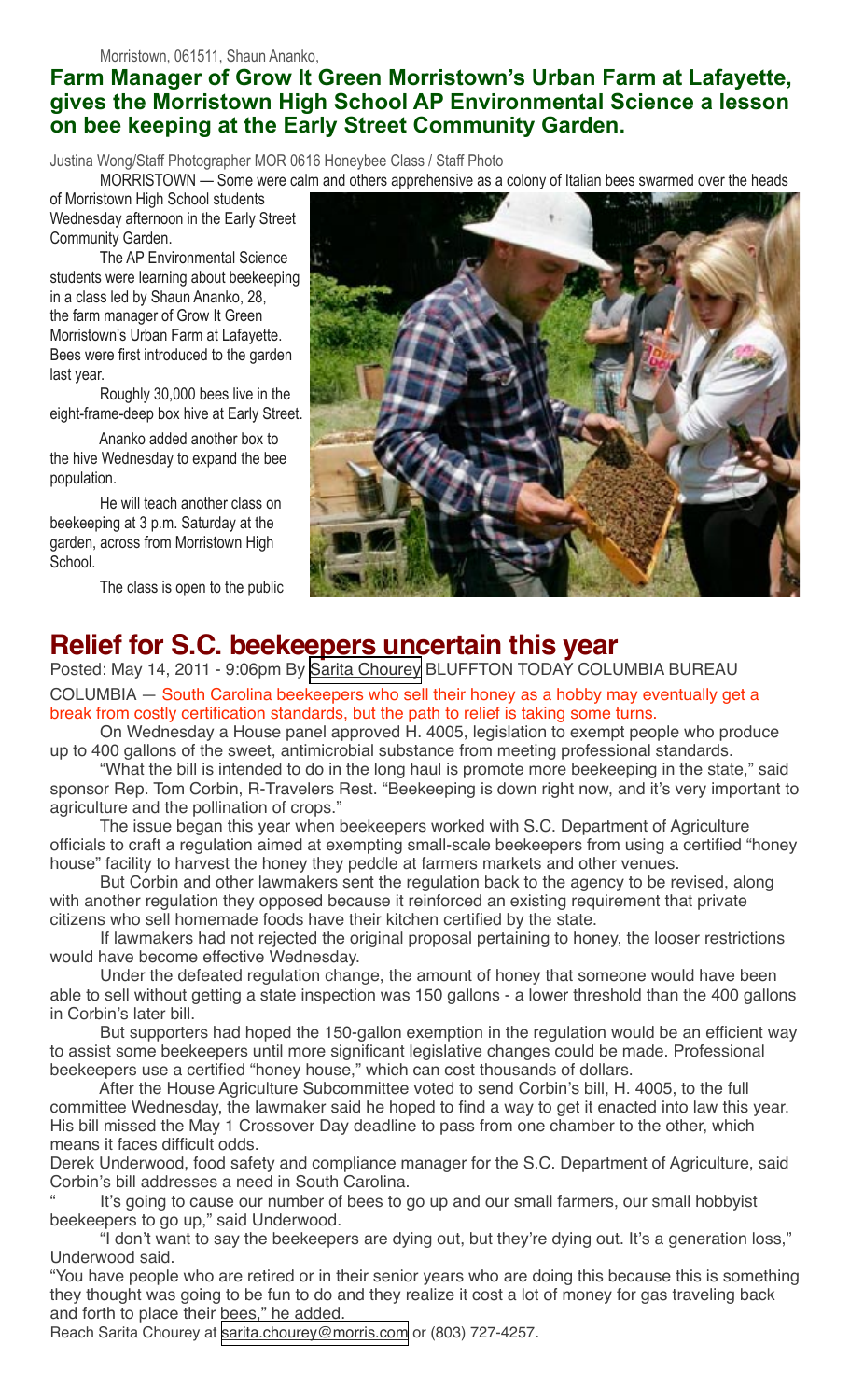Morristown, 061511, Shaun Ananko,

**Farm Manager of Grow It Green Morristown's Urban Farm at Lafayette, gives the Morristown High School AP Environmental Science a lesson on bee keeping at the Early Street Community Garden.**

Justina Wong/Staff Photographer MOR 0616 Honeybee Class / Staff Photo

MORRISTOWN — Some were calm and others apprehensive as a colony of Italian bees swarmed over the heads of Morristown High School students Wednesday afternoon in the Early Street Community Garden.

The AP Environmental Science students were learning about beekeeping in a class led by Shaun Ananko, 28, the farm manager of Grow It Green Morristown's Urban Farm at Lafayette. Bees were first introduced to the garden last year.

Roughly 30,000 bees live in the eight-frame-deep box hive at Early Street.

Ananko added another box to the hive Wednesday to expand the bee population.

He will teach another class on beekeeping at 3 p.m. Saturday at the garden, across from Morristown High School.

The class is open to the public

## Relief for S.C. beekeepers uncertain this year

Posted: May 14, 2011 - 9:06pm By Sarita Chourey BLUFFTON TODAY COLUMBIA BUREAU

COLUMBIA — South Carolina beekeepers who sell their honey as a hobby may eventually get a break from costly certification standards, but the path to relief is taking some turns.

On Wednesday a House panel approved H. 4005, legislation to exempt people who produce up to 400 gallons of the sweet, antimicrobial substance from meeting professional standards.

"What the bill is intended to do in the long haul is promote more beekeeping in the state," said sponsor Rep. Tom Corbin, R-Travelers Rest. "Beekeeping is down right now, and it's very important to agriculture and the pollination of crops."

The issue began this year when beekeepers worked with S.C. Department of Agriculture officials to craft a regulation aimed at exempting small-scale beekeepers from using a certified "honey house" facility to harvest the honey they peddle at farmers markets and other venues.

But Corbin and other lawmakers sent the regulation back to the agency to be revised, along with another regulation they opposed because it reinforced an existing requirement that private citizens who sell homemade foods have their kitchen certified by the state.

If lawmakers had not rejected the original proposal pertaining to honey, the looser restrictions would have become effective Wednesday.

Under the defeated regulation change, the amount of honey that someone would have been able to sell without getting a state inspection was 150 gallons - a lower threshold than the 400 gallons in Corbin's later bill.

But supporters had hoped the 150-gallon exemption in the regulation would be an efficient way to assist some beekeepers until more significant legislative changes could be made. Professional beekeepers use a certified "honey house," which can cost thousands of dollars.

After the House Agriculture Subcommittee voted to send Corbin's bill, H. 4005, to the full committee Wednesday, the lawmaker said he hoped to find a way to get it enacted into law this year. His bill missed the May 1 Crossover Day deadline to pass from one chamber to the other, which means it faces difficult odds.

Derek Underwood, food safety and compliance manager for the S.C. Department of Agriculture, said Corbin's bill addresses a need in South Carolina.

" It's going to cause our number of bees to go up and our small farmers, our small hobbyist beekeepers to go up," said Underwood.

"I don't want to say the beekeepers are dying out, but they're dying out. It's a generation loss," Underwood said.

"You have people who are retired or in their senior years who are doing this because this is something they thought was going to be fun to do and they realize it cost a lot of money for gas traveling back and forth to place their bees," he added.

Reach Sarita Chourey at sarita.chourey@morris.com or (803) 727-4257.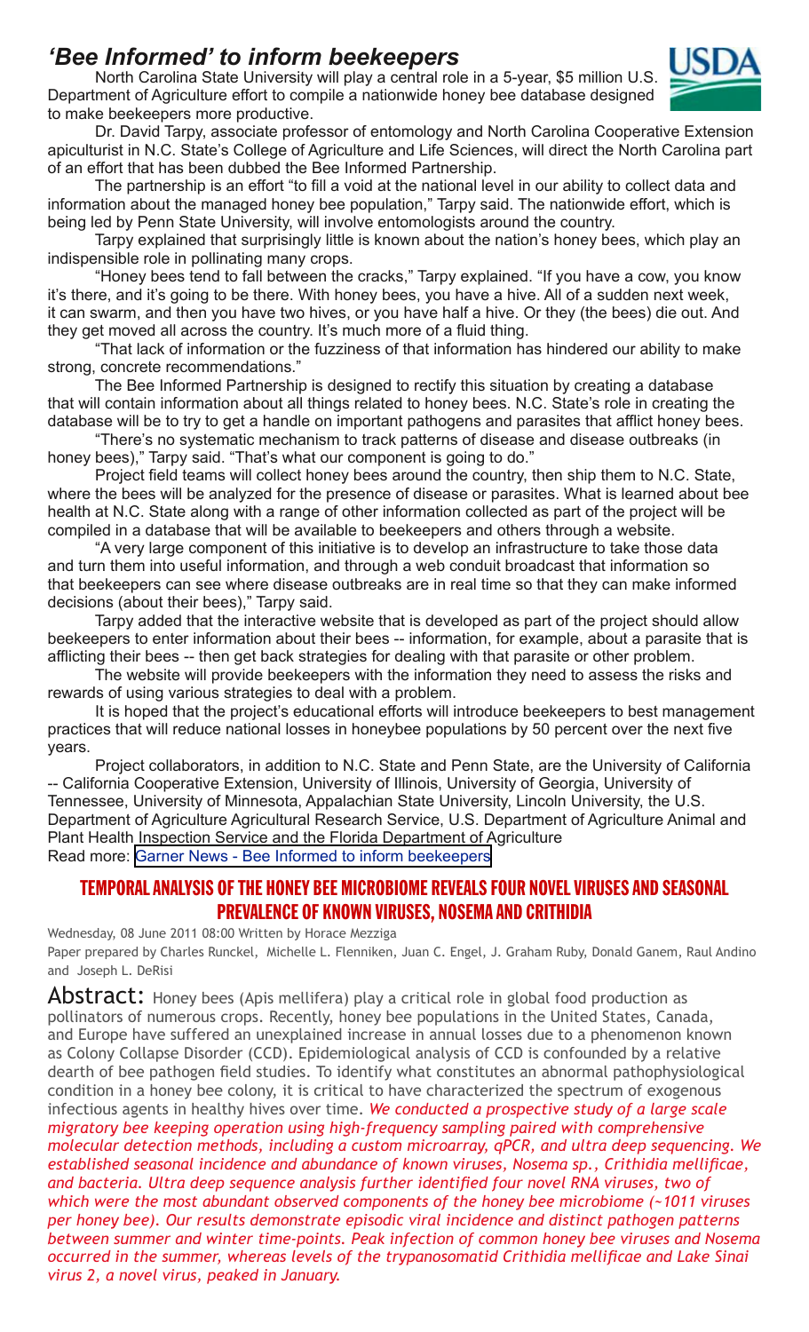## *'Bee Informed' to inform beekeepers*

North Carolina State University will play a central role in a 5-year, $5 million U.S. Department of Agriculture effort to compile a nationwide honey bee database designed to make beekeepers more productive.

Dr. David Tarpy, associate professor of entomology and North Carolina Cooperative Extension apiculturist in N.C. State's College of Agriculture and Life Sciences, will direct the North Carolina part of an effort that has been dubbed the Bee Informed Partnership.

The partnership is an effort "to fill a void at the national level in our ability to collect data and information about the managed honey bee population," Tarpy said. The nationwide effort, which is being led by Penn State University, will involve entomologists around the country.

Tarpy explained that surprisingly little is known about the nation's honey bees, which play an indispensible role in pollinating many crops.

"Honey bees tend to fall between the cracks," Tarpy explained. "If you have a cow, you know it's there, and it's going to be there. With honey bees, you have a hive. All of a sudden next week, it can swarm, and then you have two hives, or you have half a hive. Or they (the bees) die out. And they get moved all across the country. It's much more of a fluid thing.

"That lack of information or the fuzziness of that information has hindered our ability to make strong, concrete recommendations."

The Bee Informed Partnership is designed to rectify this situation by creating a database that will contain information about all things related to honey bees. N.C. State's role in creating the database will be to try to get a handle on important pathogens and parasites that afflict honey bees.

"There's no systematic mechanism to track patterns of disease and disease outbreaks (in honey bees)," Tarpy said. "That's what our component is going to do."

Project field teams will collect honey bees around the country, then ship them to N.C. State, where the bees will be analyzed for the presence of disease or parasites. What is learned about bee health at N.C. State along with a range of other information collected as part of the project will be compiled in a database that will be available to beekeepers and others through a website.

"A very large component of this initiative is to develop an infrastructure to take those data and turn them into useful information, and through a web conduit broadcast that information so that beekeepers can see where disease outbreaks are in real time so that they can make informed decisions (about their bees)," Tarpy said.

Tarpy added that the interactive website that is developed as part of the project should allow beekeepers to enter information about their bees -- information, for example, about a parasite that is afflicting their bees -- then get back strategies for dealing with that parasite or other problem.

The website will provide beekeepers with the information they need to assess the risks and rewards of using various strategies to deal with a problem.

It is hoped that the project's educational efforts will introduce beekeepers to best management practices that will reduce national losses in honeybee populations by 50 percent over the next five years.

Project collaborators, in addition to N.C. State and Penn State, are the University of California -- California Cooperative Extension, University of Illinois, University of Georgia, University of Tennessee, University of Minnesota, Appalachian State University, Lincoln University, the U.S. Department of Agriculture Agricultural Research Service, U.S. Department of Agriculture Animal and Plant Health Inspection Service and the Florida Department of Agriculture

Read more: Garner News - Bee Informed to inform beekeepers

## TEMPORAL ANALYSIS OF THE HONEY BEE MICROBIOME REVEALS FOUR NOVEL VIRUSES AND SEASONAL PREVALENCE OF KNOWN VIRUSES, NOSEMA AND CRITHIDIA

Wednesday, 08 June 2011 08:00 Written by Horace Mezziga

Paper prepared by Charles Runckel, Michelle L. Flenniken, Juan C. Engel, J. Graham Ruby, Donald Ganem, Raul Andino and Joseph L. DeRisi

**Abstract:** Honey bees (Apis mellifera) play a critical role in global food production as pollinators of numerous crops. Recently, honey bee populations in the United States, Canada, and Europe have suffered an unexplained increase in annual losses due to a phenomenon known as Colony Collapse Disorder (CCD). Epidemiological analysis of CCD is confounded by a relative dearth of bee pathogen field studies. To identify what constitutes an abnormal pathophysiological condition in a honey bee colony, it is critical to have characterized the spectrum of exogenous infectious agents in healthy hives over time. *We conducted a prospective study of a large scale migratory bee keeping operation using high-frequency sampling paired with comprehensive molecular detection methods, including a custom microarray, qPCR, and ultra deep sequencing. We established seasonal incidence and abundance of known viruses, Nosema sp., Crithidia mellificae, and bacteria. Ultra deep sequence analysis further identified four novel RNA viruses, two of which were the most abundant observed components of the honey bee microbiome (~1011 viruses per honey bee). Our results demonstrate episodic viral incidence and distinct pathogen patterns between summer and winter time-points. Peak infection of common honey bee viruses and Nosema occurred in the summer, whereas levels of the trypanosomatid Crithidia mellificae and Lake Sinai virus 2, a novel virus, peaked in January.*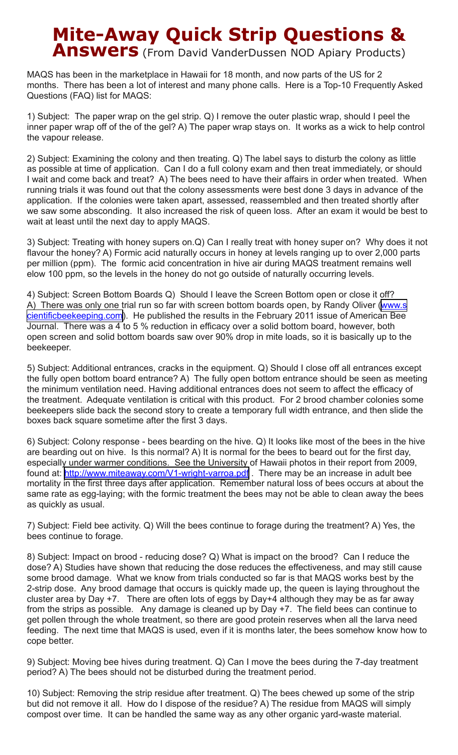# Mite-Away Quick Strip Questions & Answers (From David VanderDussen NOD Apiary Products)

MAQS has been in the marketplace in Hawaii for 18 month, and now parts of the US for 2 months. There has been a lot of interest and many phone calls. Here is a Top-10 Frequently Asked Questions (FAQ) list for MAQS:

1) Subject: The paper wrap on the gel strip. Q) I remove the outer plastic wrap, should I peel the inner paper wrap off of the of the gel? A) The paper wrap stays on. It works as a wick to help control the vapour release.

2) Subject: Examining the colony and then treating. Q) The label says to disturb the colony as little as possible at time of application. Can I do a full colony exam and then treat immediately, or should I wait and come back and treat? A) The bees need to have their affairs in order when treated. When running trials it was found out that the colony assessments were best done 3 days in advance of the application. If the colonies were taken apart, assessed, reassembled and then treated shortly after we saw some absconding. It also increased the risk of queen loss. After an exam it would be best to wait at least until the next day to apply MAQS.

3) Subject: Treating with honey supers on.Q) Can I really treat with honey super on? Why does it not flavour the honey? A) Formic acid naturally occurs in honey at levels ranging up to over 2,000 parts per million (ppm). The formic acid concentration in hive air during MAQS treatment remains well elow 100 ppm, so the levels in the honey do not go outside of naturally occurring levels.

4) Subject: Screen Bottom Boards Q) Should I leave the Screen Bottom open or close it off? A) There was only one trial run so far with screen bottom boards open, by Randy Oliver (www.scientificbeekeeping.com). He published the results in the February 2011 issue of American Bee Journal. There was a 4 to 5 % reduction in efficacy over a solid bottom board, however, both open screen and solid bottom boards saw over 90% drop in mite loads, so it is basically up to the beekeeper.

5) Subject: Additional entrances, cracks in the equipment. Q) Should I close off all entrances except the fully open bottom board entrance? A) The fully open bottom entrance should be seen as meeting the minimum ventilation need. Having additional entrances does not seem to affect the efficacy of the treatment. Adequate ventilation is critical with this product. For 2 brood chamber colonies some beekeepers slide back the second story to create a temporary full width entrance, and then slide the boxes back square sometime after the first 3 days.

6) Subject: Colony response - bees bearding on the hive. Q) It looks like most of the bees in the hive are bearding out on hive. Is this normal? A) It is normal for the bees to beard out for the first day, especially under warmer conditions. See the University of Hawaii photos in their report from 2009, found at: http://www.miteaway.com/V1-wright-varroa.pdf . There may be an increase in adult bee mortality in the first three days after application. Remember natural loss of bees occurs at about the same rate as egg-laying; with the formic treatment the bees may not be able to clean away the bees as quickly as usual.

7) Subject: Field bee activity. Q) Will the bees continue to forage during the treatment? A) Yes, the bees continue to forage.

8) Subject: Impact on brood - reducing dose? Q) What is impact on the brood? Can I reduce the dose? A) Studies have shown that reducing the dose reduces the effectiveness, and may still cause some brood damage. What we know from trials conducted so far is that MAQS works best by the 2-strip dose. Any brood damage that occurs is quickly made up, the queen is laying throughout the cluster area by Day +7. There are often lots of eggs by Day+4 although they may be as far away from the strips as possible. Any damage is cleaned up by Day +7. The field bees can continue to get pollen through the whole treatment, so there are good protein reserves when all the larva need feeding. The next time that MAQS is used, even if it is months later, the bees somehow know how to cope better.

9) Subject: Moving bee hives during treatment. Q) Can I move the bees during the 7-day treatment period? A) The bees should not be disturbed during the treatment period.

10) Subject: Removing the strip residue after treatment. Q) The bees chewed up some of the strip but did not remove it all. How do I dispose of the residue? A) The residue from MAQS will simply compost over time. It can be handled the same way as any other organic yard-waste material.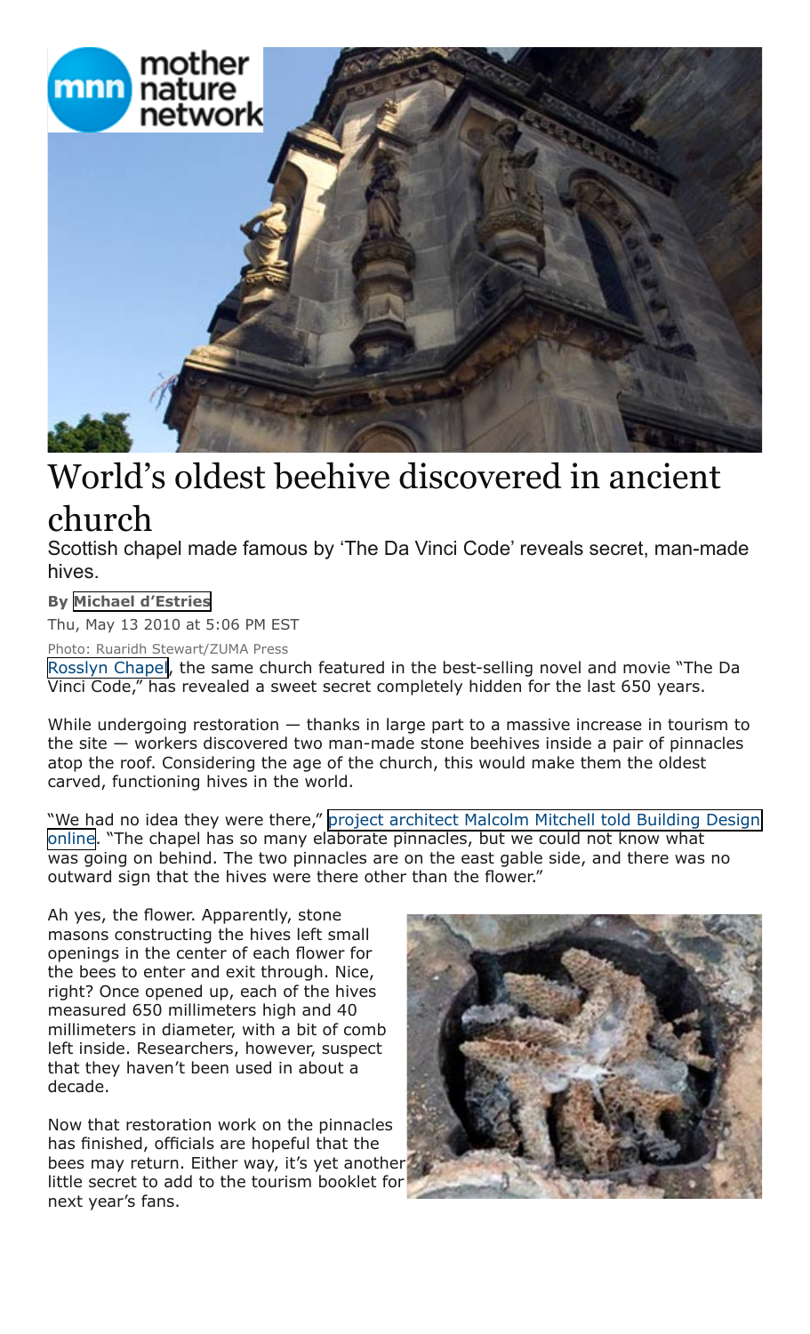# World's oldest beehive discovered in ancient church

Scottish chapel made famous by 'The Da Vinci Code' reveals secret, man-made hives.

**By Michael d'Estries**

Thu, May 13 2010 at 5:06 PM EST

Photo: Ruaridh Stewart/ZUMA Press

Rosslyn Chapel, the same church featured in the best-selling novel and movie "The Da Vinci Code," has revealed a sweet secret completely hidden for the last 650 years.

While undergoing restoration — thanks in large part to a massive increase in tourism to the site — workers discovered two man-made stone beehives inside a pair of pinnacles atop the roof. Considering the age of the church, this would make them the oldest carved, functioning hives in the world.

"We had no idea they were there," project architect Malcolm Mitchell told Building Design online. "The chapel has so many elaborate pinnacles, but we could not know what was going on behind. The two pinnacles are on the east gable side, and there was no outward sign that the hives were there other than the flower."

Ah yes, the flower. Apparently, stone masons constructing the hives left small openings in the center of each flower for the bees to enter and exit through. Nice, right? Once opened up, each of the hives measured 650 millimeters high and 40 millimeters in diameter, with a bit of comb left inside. Researchers, however, suspect that they haven't been used in about a decade.

Now that restoration work on the pinnacles has finished, officials are hopeful that the bees may return. Either way, it's yet another little secret to add to the tourism booklet for next year's fans.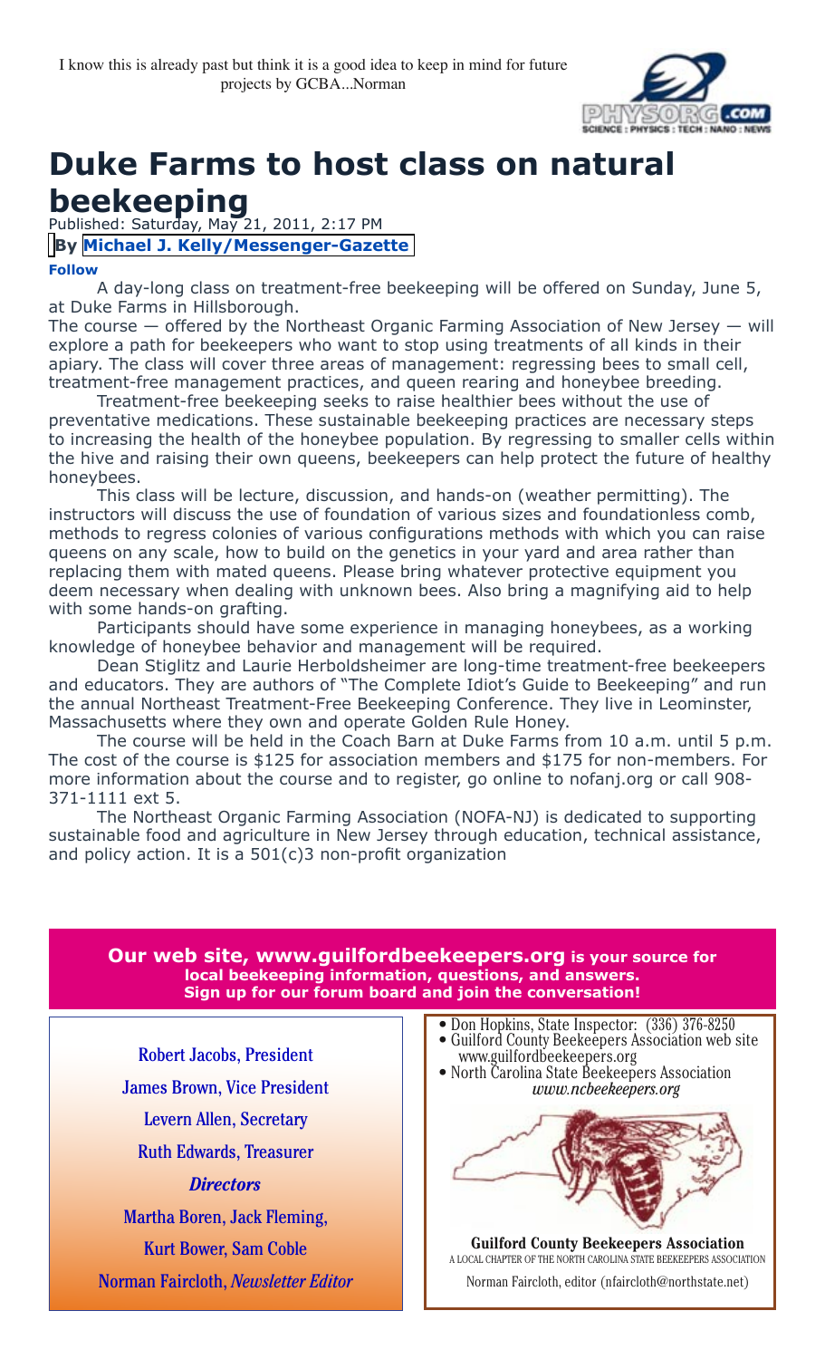I know this is already past but think it is a good idea to keep in mind for future projects by GCBA...Norman

# Duke Farms to host class on natural beekeeping

Published: Saturday, May 21, 2011, 2:17 PM

**By Michael J. Kelly/Messenger-Gazette**

**Follow**

A day-long class on treatment-free beekeeping will be offered on Sunday, June 5, at Duke Farms in Hillsborough.

The course — offered by the Northeast Organic Farming Association of New Jersey — will explore a path for beekeepers who want to stop using treatments of all kinds in their apiary. The class will cover three areas of management: regressing bees to small cell, treatment-free management practices, and queen rearing and honeybee breeding.

Treatment-free beekeeping seeks to raise healthier bees without the use of preventative medications. These sustainable beekeeping practices are necessary steps to increasing the health of the honeybee population. By regressing to smaller cells within the hive and raising their own queens, beekeepers can help protect the future of healthy honeybees.

This class will be lecture, discussion, and hands-on (weather permitting). The instructors will discuss the use of foundation of various sizes and foundationless comb, methods to regress colonies of various configurations methods with which you can raise queens on any scale, how to build on the genetics in your yard and area rather than replacing them with mated queens. Please bring whatever protective equipment you deem necessary when dealing with unknown bees. Also bring a magnifying aid to help with some hands-on grafting.

Participants should have some experience in managing honeybees, as a working knowledge of honeybee behavior and management will be required.

Dean Stiglitz and Laurie Herboldsheimer are long-time treatment-free beekeepers and educators. They are authors of "The Complete Idiot's Guide to Beekeeping" and run the annual Northeast Treatment-Free Beekeeping Conference. They live in Leominster, Massachusetts where they own and operate Golden Rule Honey.

The course will be held in the Coach Barn at Duke Farms from 10 a.m. until 5 p.m. The cost of the course is $125 for association members and $175 for non-members. For more information about the course and to register, go online to nofanj.org or call 908-371-1111 ext 5.

The Northeast Organic Farming Association (NOFA-NJ) is dedicated to supporting sustainable food and agriculture in New Jersey through education, technical assistance, and policy action. It is a 501(c)3 non-profit organization

**Our web site, www.guilfordbeekeepers.org is your source for local beekeeping information, questions, and answers. Sign up for our forum board and join the conversation!**

Robert Jacobs, President

James Brown, Vice President

Levern Allen, Secretary

Ruth Edwards, Treasurer

***Directors***

Martha Boren, Jack Fleming,

Kurt Bower, Sam Coble

Norman Faircloth, *Newsletter Editor*

- Don Hopkins, State Inspector: (336) 376-8250
- Guilford County Beekeepers Association web site www.guilfordbeekeepers.org
- North Carolina State Beekeepers Association *www.ncbeekeepers.org*

**Guilford County Beekeepers Association**

A LOCAL CHAPTER OF THE NORTH CAROLINA STATE BEEKEEPERS ASSOCIATION

Norman Faircloth, editor (nfaircloth@northstate.net)